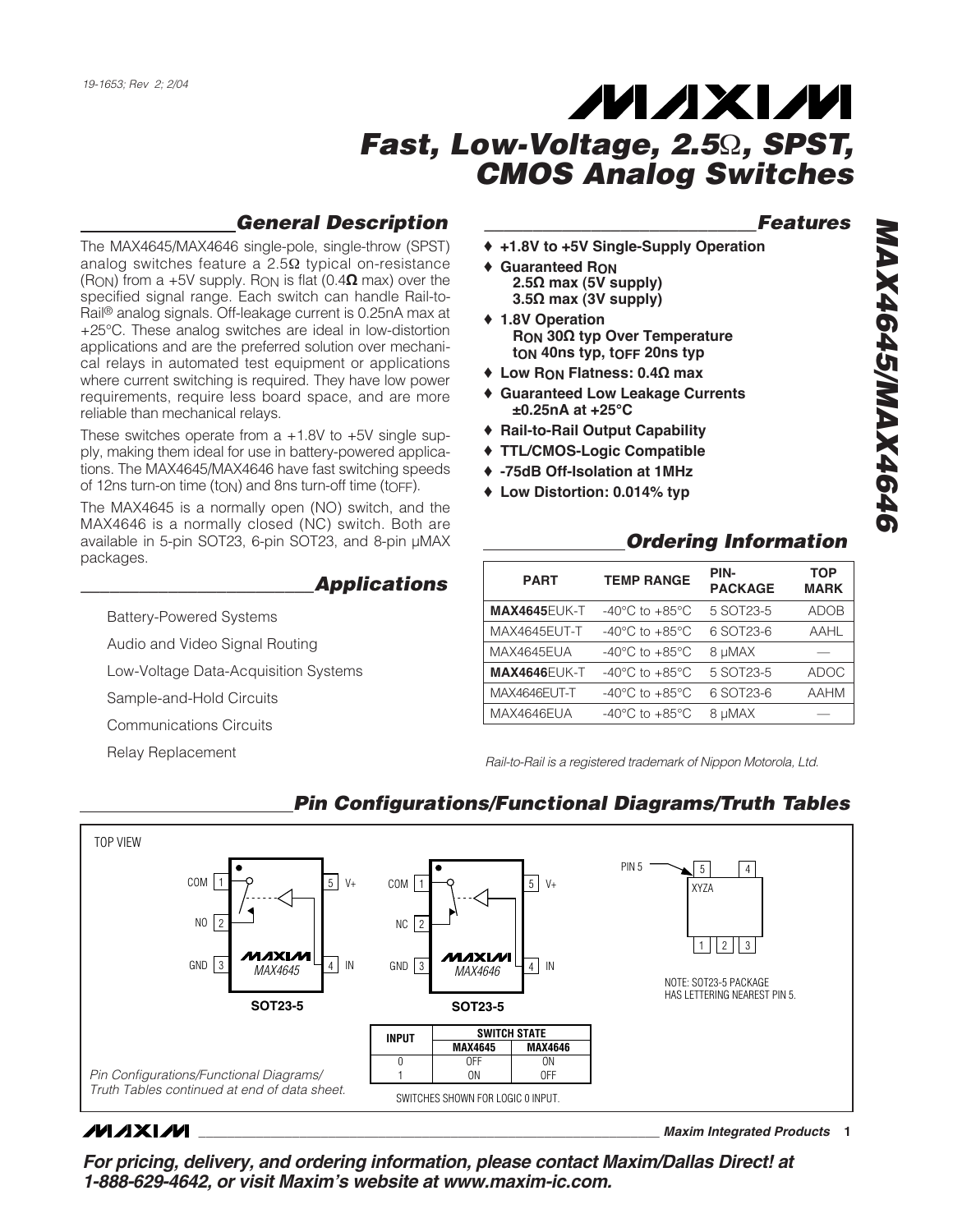19-1653; Rev 2; 2/04

# Fast, Low-Voltage, 2.5Ω, SPST, CMOS Analog Switches

# MAX4645/MAX4646

## General Description

The MAX4645/MAX4646 single-pole, single-throw (SPST) analog switches feature a 2.5Ω typical on-resistance ($R_{ON}$) from a +5V supply. $R_{ON}$ is flat (0.4Ω max) over the specified signal range. Each switch can handle Rail-to-Rail® analog signals. Off-leakage current is 0.25nA max at +25°C. These analog switches are ideal in low-distortion applications and are the preferred solution over mechanical relays in automated test equipment or applications where current switching is required. They have low power requirements, require less board space, and are more reliable than mechanical relays.

These switches operate from a +1.8V to +5V single supply, making them ideal for use in battery-powered applications. The MAX4645/MAX4646 have fast switching speeds of 12ns turn-on time ($t_{ON}$) and 8ns turn-off time ($t_{OFF}$).

The MAX4645 is a normally open (NO) switch, and the MAX4646 is a normally closed (NC) switch. Both are available in 5-pin SOT23, 6-pin SOT23, and 8-pin µMAX packages.

## Applications

Battery-Powered Systems

Audio and Video Signal Routing

Low-Voltage Data-Acquisition Systems

Sample-and-Hold Circuits

Communications Circuits

Relay Replacement

## Features

- **+1.8V to +5V Single-Supply Operation**
- **Guaranteed $R_{ON}$**
  - **2.5Ω max (5V supply)**
  - **3.5Ω max (3V supply)**
- **1.8V Operation**
  - **$R_{ON}$ 30Ω typ Over Temperature**
  - **$t_{ON}$ 40ns typ, $t_{OFF}$ 20ns typ**
- **Low $R_{ON}$ Flatness: 0.4Ω max**
- **Guaranteed Low Leakage Currents ±0.25nA at +25°C**
- **Rail-to-Rail Output Capability**
- **TTL/CMOS-Logic Compatible**
- **-75dB Off-Isolation at 1MHz**
- **Low Distortion: 0.014% typ**

## Ordering Information

| PART | TEMP RANGE | PIN-PACKAGE | TOP MARK |
|---|---|---|---|
| **MAX4645**EUK-T | -40°C to +85°C | 5 SOT23-5 | ADOB |
| MAX4645EUT-T | -40°C to +85°C | 6 SOT23-6 | AAHL |
| MAX4645EUA | -40°C to +85°C | 8 µMAX | — |
| **MAX4646**EUK-T | -40°C to +85°C | 5 SOT23-5 | ADOC |
| MAX4646EUT-T | -40°C to +85°C | 6 SOT23-6 | AAHM |
| MAX4646EUA | -40°C to +85°C | 8 µMAX | — |

*Rail-to-Rail is a registered trademark of Nippon Motorola, Ltd.*

## Pin Configurations/Functional Diagrams/Truth Tables

TOP VIEW

COM 1, NO 2, GND 3, IN 4, V+ 5 — MAX4645 SOT23-5

COM 1, NC 2, GND 3, IN 4, V+ 5 — MAX4646 SOT23-5

PIN 5 — XYZA — 1 2 3, 4 5

NOTE: SOT23-5 PACKAGE HAS LETTERING NEAREST PIN 5.

| INPUT | SWITCH STATE | |
|---|---|---|
| | MAX4645 | MAX4646 |
| 0 | OFF | ON |
| 1 | ON | OFF |

SWITCHES SHOWN FOR LOGIC 0 INPUT.

*Pin Configurations/Functional Diagrams/Truth Tables continued at end of data sheet.*

***For pricing, delivery, and ordering information, please contact Maxim/Dallas Direct! at 1-888-629-4642, or visit Maxim's website at www.maxim-ic.com.***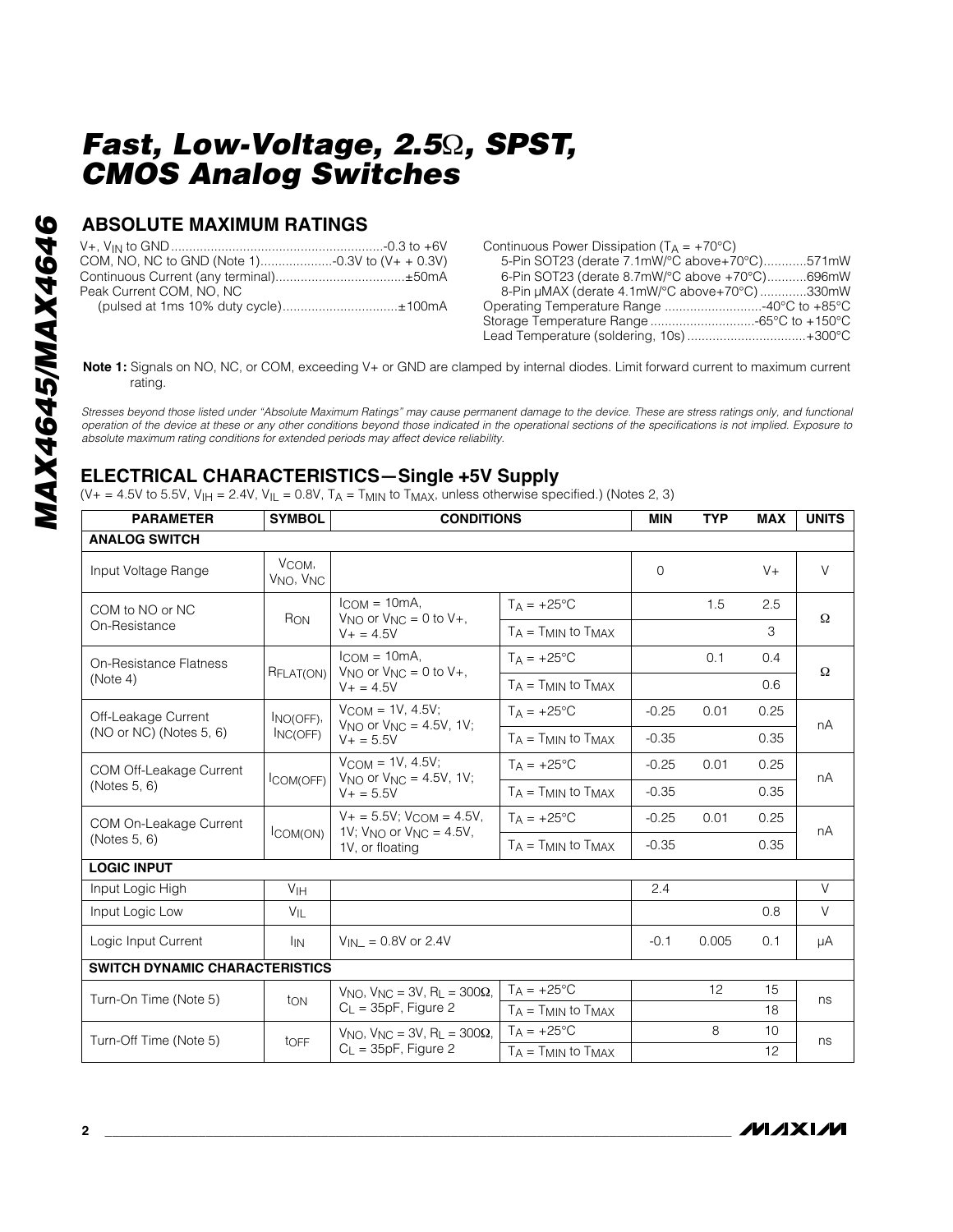# Fast, Low-Voltage, 2.5Ω, SPST, CMOS Analog Switches

## ABSOLUTE MAXIMUM RATINGS

$V+$, $V_{IN}$ to GND ..........-0.3 to +6V
COM, NO, NC to GND (Note 1)..........-0.3V to (V+ + 0.3V)
Continuous Current (any terminal)..........±50mA
Peak Current COM, NO, NC
(pulsed at 1ms 10% duty cycle)..........±100mA

Continuous Power Dissipation ($T_A$ = +70°C)
5-Pin SOT23 (derate 7.1mW/°C above+70°C)..........571mW
6-Pin SOT23 (derate 8.7mW/°C above +70°C)..........696mW
8-Pin μMAX (derate 4.1mW/°C above+70°C)..........330mW
Operating Temperature Range ..........-40°C to +85°C
Storage Temperature Range..........-65°C to +150°C
Lead Temperature (soldering, 10s)..........+300°C

**Note 1:** Signals on NO, NC, or COM, exceeding V+ or GND are clamped by internal diodes. Limit forward current to maximum current rating.

*Stresses beyond those listed under "Absolute Maximum Ratings" may cause permanent damage to the device. These are stress ratings only, and functional operation of the device at these or any other conditions beyond those indicated in the operational sections of the specifications is not implied. Exposure to absolute maximum rating conditions for extended periods may affect device reliability.*

## ELECTRICAL CHARACTERISTICS—Single +5V Supply

($V+$ = 4.5V to 5.5V, $V_{IH}$ = 2.4V, $V_{IL}$ = 0.8V, $T_A = T_{MIN}$ to $T_{MAX}$, unless otherwise specified.) (Notes 2, 3)

| PARAMETER | SYMBOL | CONDITIONS | | MIN | TYP | MAX | UNITS |
|---|---|---|---|---|---|---|---|
| **ANALOG SWITCH** | | | | | | | |
| Input Voltage Range | $V_{COM}$, $V_{NO}$, $V_{NC}$ | | | 0 | | V+ | V |
| COM to NO or NC On-Resistance | $R_{ON}$ | $I_{COM}$ = 10mA, $V_{NO}$ or $V_{NC}$ = 0 to V+, V+ = 4.5V | $T_A$ = +25°C | | 1.5 | 2.5 | Ω |
| | | | $T_A = T_{MIN}$ to $T_{MAX}$ | | | 3 | |
| On-Resistance Flatness (Note 4) | $R_{FLAT(ON)}$ | $I_{COM}$ = 10mA, $V_{NO}$ or $V_{NC}$ = 0 to V+, V+ = 4.5V | $T_A$ = +25°C | | 0.1 | 0.4 | Ω |
| | | | $T_A = T_{MIN}$ to $T_{MAX}$ | | | 0.6 | |
| Off-Leakage Current (NO or NC) (Notes 5, 6) | $I_{NO(OFF)}$, $I_{NC(OFF)}$ | $V_{COM}$ = 1V, 4.5V; $V_{NO}$ or $V_{NC}$ = 4.5V, 1V; V+ = 5.5V | $T_A$ = +25°C | -0.25 | 0.01 | 0.25 | nA |
| | | | $T_A = T_{MIN}$ to $T_{MAX}$ | -0.35 | | 0.35 | |
| COM Off-Leakage Current (Notes 5, 6) | $I_{COM(OFF)}$ | $V_{COM}$ = 1V, 4.5V; $V_{NO}$ or $V_{NC}$ = 4.5V, 1V; V+ = 5.5V | $T_A$ = +25°C | -0.25 | 0.01 | 0.25 | nA |
| | | | $T_A = T_{MIN}$ to $T_{MAX}$ | -0.35 | | 0.35 | |
| COM On-Leakage Current (Notes 5, 6) | $I_{COM(ON)}$ | V+ = 5.5V; $V_{COM}$ = 4.5V, 1V; $V_{NO}$ or $V_{NC}$ = 4.5V, 1V, or floating | $T_A$ = +25°C | -0.25 | 0.01 | 0.25 | nA |
| | | | $T_A = T_{MIN}$ to $T_{MAX}$ | -0.35 | | 0.35 | |
| **LOGIC INPUT** | | | | | | | |
| Input Logic High | $V_{IH}$ | | | 2.4 | | | V |
| Input Logic Low | $V_{IL}$ | | | | | 0.8 | V |
| Logic Input Current | $I_{IN}$ | $V_{IN\_}$ = 0.8V or 2.4V | | -0.1 | 0.005 | 0.1 | μA |
| **SWITCH DYNAMIC CHARACTERISTICS** | | | | | | | |
| Turn-On Time (Note 5) | $t_{ON}$ | $V_{NO}$, $V_{NC}$ = 3V, $R_L$ = 300Ω, $C_L$ = 35pF, Figure 2 | $T_A$ = +25°C | | 12 | 15 | ns |
| | | | $T_A = T_{MIN}$ to $T_{MAX}$ | | | 18 | |
| Turn-Off Time (Note 5) | $t_{OFF}$ | $V_{NO}$, $V_{NC}$ = 3V, $R_L$ = 300Ω, $C_L$ = 35pF, Figure 2 | $T_A$ = +25°C | | 8 | 10 | ns |
| | | | $T_A = T_{MIN}$ to $T_{MAX}$ | | | 12 | |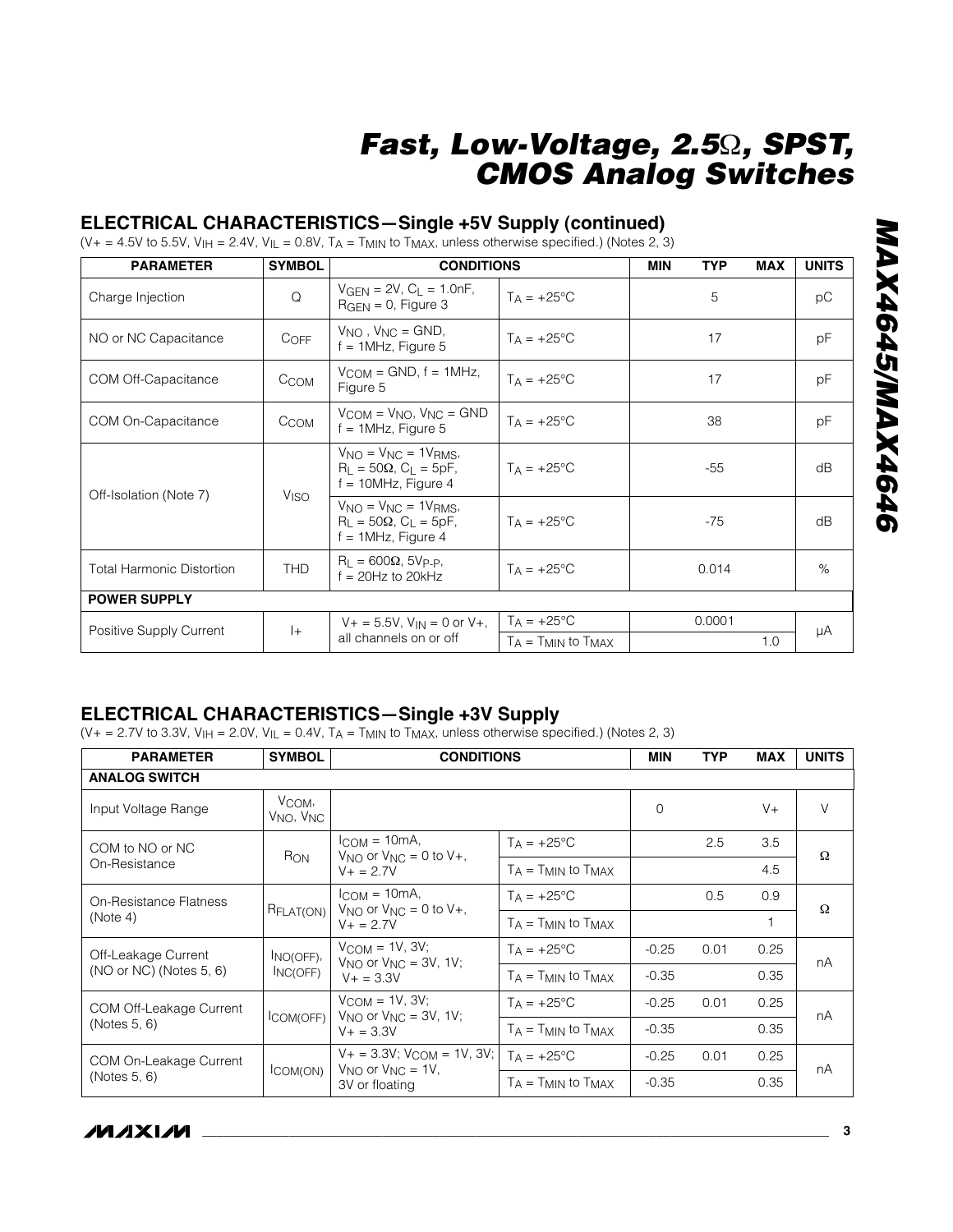## ELECTRICAL CHARACTERISTICS—Single +5V Supply (continued)

($V+ = 4.5V$ to $5.5V$, $V_{IH} = 2.4V$, $V_{IL} = 0.8V$, $T_A = T_{MIN}$ to $T_{MAX}$, unless otherwise specified.) (Notes 2, 3)

| PARAMETER | SYMBOL | CONDITIONS | | MIN | TYP | MAX | UNITS |
|---|---|---|---|---|---|---|---|
| Charge Injection | Q | $V_{GEN} = 2V$, $C_L = 1.0nF$, $R_{GEN} = 0$, Figure 3 | $T_A = +25°C$ | | 5 | | pC |
| NO or NC Capacitance | $C_{OFF}$ | $V_{NO}$ , $V_{NC}$ = GND, f = 1MHz, Figure 5 | $T_A = +25°C$ | | 17 | | pF |
| COM Off-Capacitance | $C_{COM}$ | $V_{COM}$ = GND, f = 1MHz, Figure 5 | $T_A = +25°C$ | | 17 | | pF |
| COM On-Capacitance | $C_{COM}$ | $V_{COM} = V_{NO}$, $V_{NC}$ = GND f = 1MHz, Figure 5 | $T_A = +25°C$ | | 38 | | pF |
| Off-Isolation (Note 7) | $V_{ISO}$ | $V_{NO} = V_{NC} = 1V_{RMS}$, $R_L = 50\Omega$, $C_L = 5pF$, f = 10MHz, Figure 4 | $T_A = +25°C$ | | -55 | | dB |
| | | $V_{NO} = V_{NC} = 1V_{RMS}$, $R_L = 50\Omega$, $C_L = 5pF$, f = 1MHz, Figure 4 | $T_A = +25°C$ | | -75 | | dB |
| Total Harmonic Distortion | THD | $R_L = 600\Omega$, $5V_{P-P}$, f = 20Hz to 20kHz | $T_A = +25°C$ | | 0.014 | | % |
| **POWER SUPPLY** | | | | | | | |
| Positive Supply Current | I+ | V+ = 5.5V, $V_{IN}$ = 0 or V+, all channels on or off | $T_A = +25°C$ | | 0.0001 | | µA |
| | | | $T_A = T_{MIN}$ to $T_{MAX}$ | | | 1.0 | |

## ELECTRICAL CHARACTERISTICS—Single +3V Supply

($V+ = 2.7V$ to $3.3V$, $V_{IH} = 2.0V$, $V_{IL} = 0.4V$, $T_A = T_{MIN}$ to $T_{MAX}$, unless otherwise specified.) (Notes 2, 3)

| PARAMETER | SYMBOL | CONDITIONS | | MIN | TYP | MAX | UNITS |
|---|---|---|---|---|---|---|---|
| **ANALOG SWITCH** | | | | | | | |
| Input Voltage Range | $V_{COM}$, $V_{NO}$, $V_{NC}$ | | | 0 | | V+ | V |
| COM to NO or NC On-Resistance | $R_{ON}$ | $I_{COM}$ = 10mA, $V_{NO}$ or $V_{NC}$ = 0 to V+, V+ = 2.7V | $T_A = +25°C$ | | 2.5 | 3.5 | Ω |
| | | | $T_A = T_{MIN}$ to $T_{MAX}$ | | | 4.5 | |
| On-Resistance Flatness (Note 4) | $R_{FLAT(ON)}$ | $I_{COM}$ = 10mA, $V_{NO}$ or $V_{NC}$ = 0 to V+, V+ = 2.7V | $T_A = +25°C$ | | 0.5 | 0.9 | Ω |
| | | | $T_A = T_{MIN}$ to $T_{MAX}$ | | | 1 | |
| Off-Leakage Current (NO or NC) (Notes 5, 6) | $I_{NO(OFF)}$, $I_{NC(OFF)}$ | $V_{COM}$ = 1V, 3V; $V_{NO}$ or $V_{NC}$ = 3V, 1V; V+ = 3.3V | $T_A = +25°C$ | -0.25 | 0.01 | 0.25 | nA |
| | | | $T_A = T_{MIN}$ to $T_{MAX}$ | -0.35 | | 0.35 | |
| COM Off-Leakage Current (Notes 5, 6) | $I_{COM(OFF)}$ | $V_{COM}$ = 1V, 3V; $V_{NO}$ or $V_{NC}$ = 3V, 1V; V+ = 3.3V | $T_A = +25°C$ | -0.25 | 0.01 | 0.25 | nA |
| | | | $T_A = T_{MIN}$ to $T_{MAX}$ | -0.35 | | 0.35 | |
| COM On-Leakage Current (Notes 5, 6) | $I_{COM(ON)}$ | V+ = 3.3V; $V_{COM}$ = 1V, 3V; $V_{NO}$ or $V_{NC}$ = 1V, 3V or floating | $T_A = +25°C$ | -0.25 | 0.01 | 0.25 | nA |
| | | | $T_A = T_{MIN}$ to $T_{MAX}$ | -0.35 | | 0.35 | |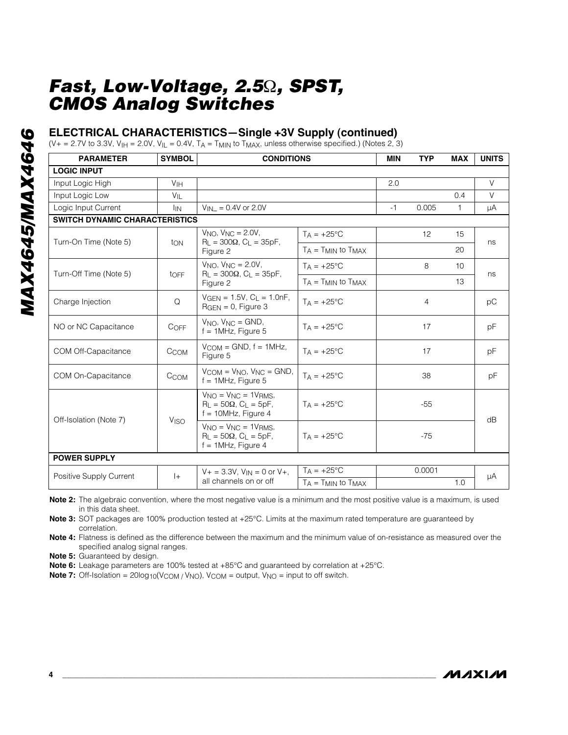# Fast, Low-Voltage, 2.5Ω, SPST, CMOS Analog Switches

## ELECTRICAL CHARACTERISTICS—Single +3V Supply (continued)

($V+ = 2.7V$ to $3.3V$, $V_{IH} = 2.0V$, $V_{IL} = 0.4V$, $T_A = T_{MIN}$ to $T_{MAX}$, unless otherwise specified.) (Notes 2, 3)

| PARAMETER | SYMBOL | CONDITIONS | | MIN | TYP | MAX | UNITS |
|---|---|---|---|---|---|---|---|
| **LOGIC INPUT** | | | | | | | |
| Input Logic High | $V_{IH}$ | | | 2.0 | | | V |
| Input Logic Low | $V_{IL}$ | | | | | 0.4 | V |
| Logic Input Current | $I_{IN}$ | $V_{IN\_} = 0.4V$ or $2.0V$ | | -1 | 0.005 | 1 | µA |
| **SWITCH DYNAMIC CHARACTERISTICS** | | | | | | | |
| Turn-On Time (Note 5) | $t_{ON}$ | $V_{NO}$, $V_{NC} = 2.0V$, $R_L = 300Ω$, $C_L = 35pF$, Figure 2 | $T_A = +25°C$ | | 12 | 15 | ns |
| | | | $T_A = T_{MIN}$ to $T_{MAX}$ | | | 20 | |
| Turn-Off Time (Note 5) | $t_{OFF}$ | $V_{NO}$, $V_{NC} = 2.0V$, $R_L = 300Ω$, $C_L = 35pF$, Figure 2 | $T_A = +25°C$ | | 8 | 10 | ns |
| | | | $T_A = T_{MIN}$ to $T_{MAX}$ | | | 13 | |
| Charge Injection | Q | $V_{GEN} = 1.5V$, $C_L = 1.0nF$, $R_{GEN} = 0$, Figure 3 | $T_A = +25°C$ | | 4 | | pC |
| NO or NC Capacitance | $C_{OFF}$ | $V_{NO}$, $V_{NC} = GND$, $f = 1MHz$, Figure 5 | $T_A = +25°C$ | | 17 | | pF |
| COM Off-Capacitance | $C_{COM}$ | $V_{COM} = GND$, $f = 1MHz$, Figure 5 | $T_A = +25°C$ | | 17 | | pF |
| COM On-Capacitance | $C_{COM}$ | $V_{COM} = V_{NO}$, $V_{NC} = GND$, $f = 1MHz$, Figure 5 | $T_A = +25°C$ | | 38 | | pF |
| Off-Isolation (Note 7) | $V_{ISO}$ | $V_{NO} = V_{NC} = 1V_{RMS}$, $R_L = 50Ω$, $C_L = 5pF$, $f = 10MHz$, Figure 4 | $T_A = +25°C$ | | -55 | | dB |
| | | $V_{NO} = V_{NC} = 1V_{RMS}$, $R_L = 50Ω$, $C_L = 5pF$, $f = 1MHz$, Figure 4 | $T_A = +25°C$ | | -75 | | |
| **POWER SUPPLY** | | | | | | | |
| Positive Supply Current | I+ | $V+ = 3.3V$, $V_{IN} = 0$ or $V+$, all channels on or off | $T_A = +25°C$ | | 0.0001 | | µA |
| | | | $T_A = T_{MIN}$ to $T_{MAX}$ | | | 1.0 | |

**Note 2:** The algebraic convention, where the most negative value is a minimum and the most positive value is a maximum, is used in this data sheet.

**Note 3:** SOT packages are 100% production tested at +25°C. Limits at the maximum rated temperature are guaranteed by correlation.

**Note 4:** Flatness is defined as the difference between the maximum and the minimum value of on-resistance as measured over the specified analog signal ranges.

**Note 5:** Guaranteed by design.

**Note 6:** Leakage parameters are 100% tested at +85°C and guaranteed by correlation at +25°C.

**Note 7:** Off-Isolation = $20\log_{10}(V_{COM} / V_{NO})$, $V_{COM}$ = output, $V_{NO}$ = input to off switch.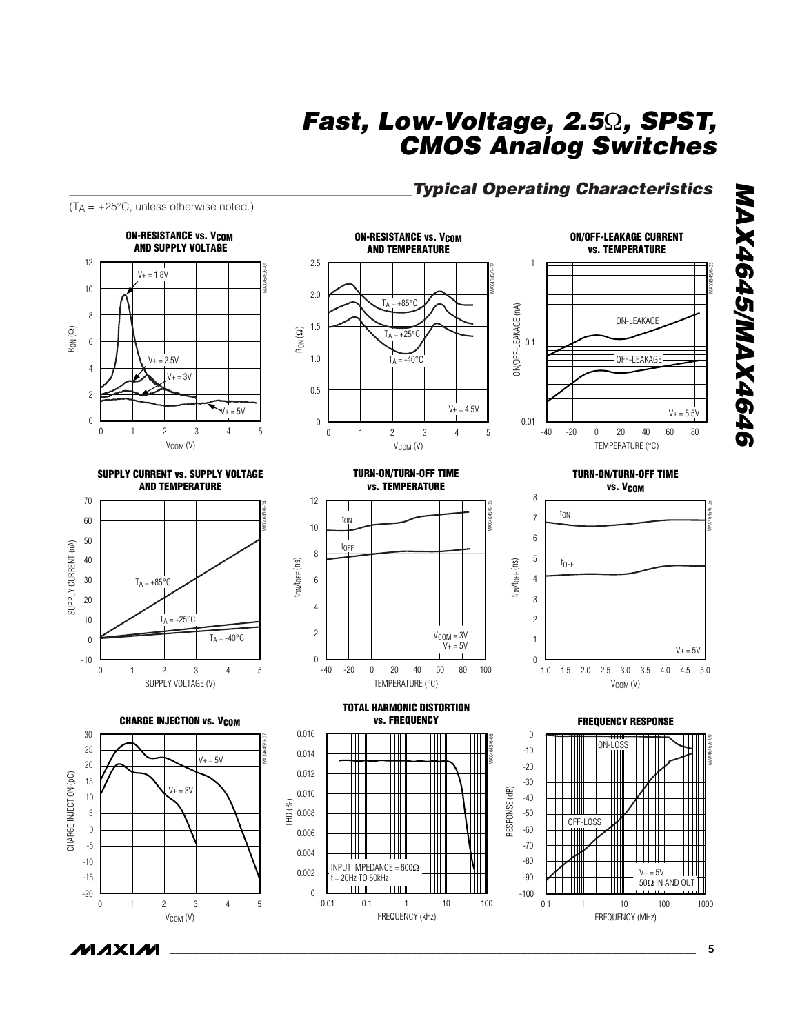## Typical Operating Characteristics

($T_A$ = +25°C, unless otherwise noted.)

**ON-RESISTANCE vs. $V_{COM}$ AND SUPPLY VOLTAGE**

**ON-RESISTANCE vs. $V_{COM}$ AND TEMPERATURE**

**ON/OFF-LEAKAGE CURRENT vs. TEMPERATURE**

**SUPPLY CURRENT vs. SUPPLY VOLTAGE AND TEMPERATURE**

**TURN-ON/TURN-OFF TIME vs. TEMPERATURE**

**TURN-ON/TURN-OFF TIME vs. $V_{COM}$**

**CHARGE INJECTION vs. $V_{COM}$**

**TOTAL HARMONIC DISTORTION vs. FREQUENCY**

**FREQUENCY RESPONSE**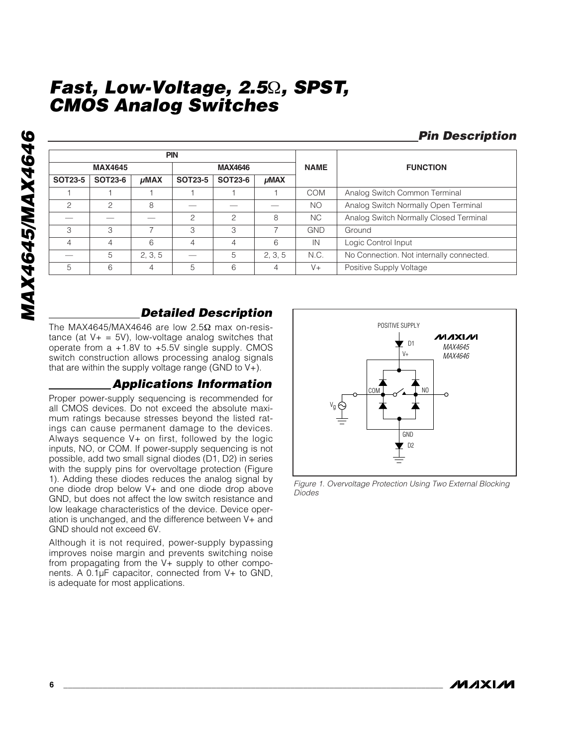# Fast, Low-Voltage, 2.5Ω, SPST, CMOS Analog Switches

## Pin Description

| PIN | | | | | | NAME | FUNCTION |
|---|---|---|---|---|---|---|---|
| MAX4645 | | | MAX4646 | | | | |
| SOT23-5 | SOT23-6 | μMAX | SOT23-5 | SOT23-6 | μMAX | | |
| 1 | 1 | 1 | 1 | 1 | 1 | COM | Analog Switch Common Terminal |
| 2 | 2 | 8 | — | — | — | NO | Analog Switch Normally Open Terminal |
| — | — | — | 2 | 2 | 8 | NC | Analog Switch Normally Closed Terminal |
| 3 | 3 | 7 | 3 | 3 | 7 | GND | Ground |
| 4 | 4 | 6 | 4 | 4 | 6 | IN | Logic Control Input |
| — | 5 | 2, 3, 5 | — | 5 | 2, 3, 5 | N.C. | No Connection. Not internally connected. |
| 5 | 6 | 4 | 5 | 6 | 4 | V+ | Positive Supply Voltage |

## Detailed Description

The MAX4645/MAX4646 are low 2.5Ω max on-resistance (at V+ = 5V), low-voltage analog switches that operate from a +1.8V to +5.5V single supply. CMOS switch construction allows processing analog signals that are within the supply voltage range (GND to V+).

## Applications Information

Proper power-supply sequencing is recommended for all CMOS devices. Do not exceed the absolute maximum ratings because stresses beyond the listed ratings can cause permanent damage to the devices. Always sequence V+ on first, followed by the logic inputs, NO, or COM. If power-supply sequencing is not possible, add two small signal diodes (D1, D2) in series with the supply pins for overvoltage protection (Figure 1). Adding these diodes reduces the analog signal by one diode drop below V+ and one diode drop above GND, but does not affect the low switch resistance and low leakage characteristics of the device. Device operation is unchanged, and the difference between V+ and GND should not exceed 6V.

Although it is not required, power-supply bypassing improves noise margin and prevents switching noise from propagating from the V+ supply to other components. A 0.1μF capacitor, connected from V+ to GND, is adequate for most applications.

POSITIVE SUPPLY
D1
V+
MAXIM
MAX4645
MAX4646
COM
NO
$V_g$
GND
D2

*Figure 1. Overvoltage Protection Using Two External Blocking Diodes*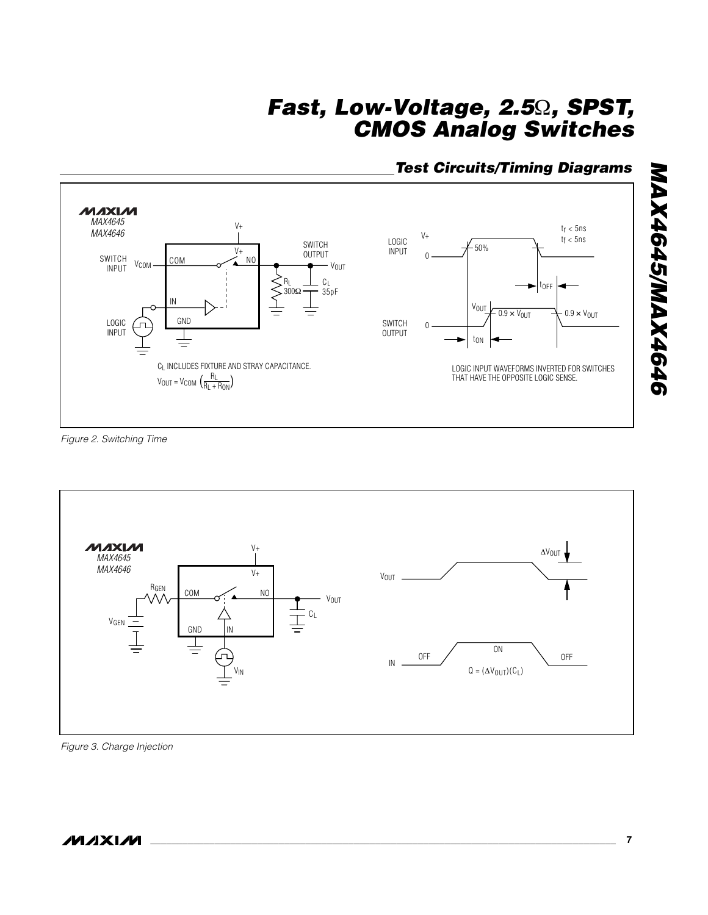## Test Circuits/Timing Diagrams

MAX4645
MAX4646

V+

SWITCH INPUT

$V_{COM}$

COM

V+

NO

SWITCH OUTPUT

$V_{OUT}$

$R_L$ 300Ω

$C_L$ 35pF

IN

GND

LOGIC INPUT

$C_L$ INCLUDES FIXTURE AND STRAY CAPACITANCE.

$V_{OUT} = V_{COM} \left(\frac{R_L}{R_L + R_{ON}}\right)$

LOGIC INPUT

V+

0

50%

$t_r < 5ns$
$t_f < 5ns$

$t_{OFF}$

SWITCH OUTPUT

$V_{OUT}$

0

$0.9 \times V_{OUT}$

$0.9 \times V_{OUT}$

$t_{ON}$

LOGIC INPUT WAVEFORMS INVERTED FOR SWITCHES THAT HAVE THE OPPOSITE LOGIC SENSE.

*Figure 2. Switching Time*

MAX4645
MAX4646

V+

V+

$R_{GEN}$

COM

NO

$V_{OUT}$

$V_{GEN}$

$C_L$

GND

IN

$V_{IN}$

$V_{OUT}$

$\Delta V_{OUT}$

IN

OFF

ON

OFF

$Q = (\Delta V_{OUT})(C_L)$

*Figure 3. Charge Injection*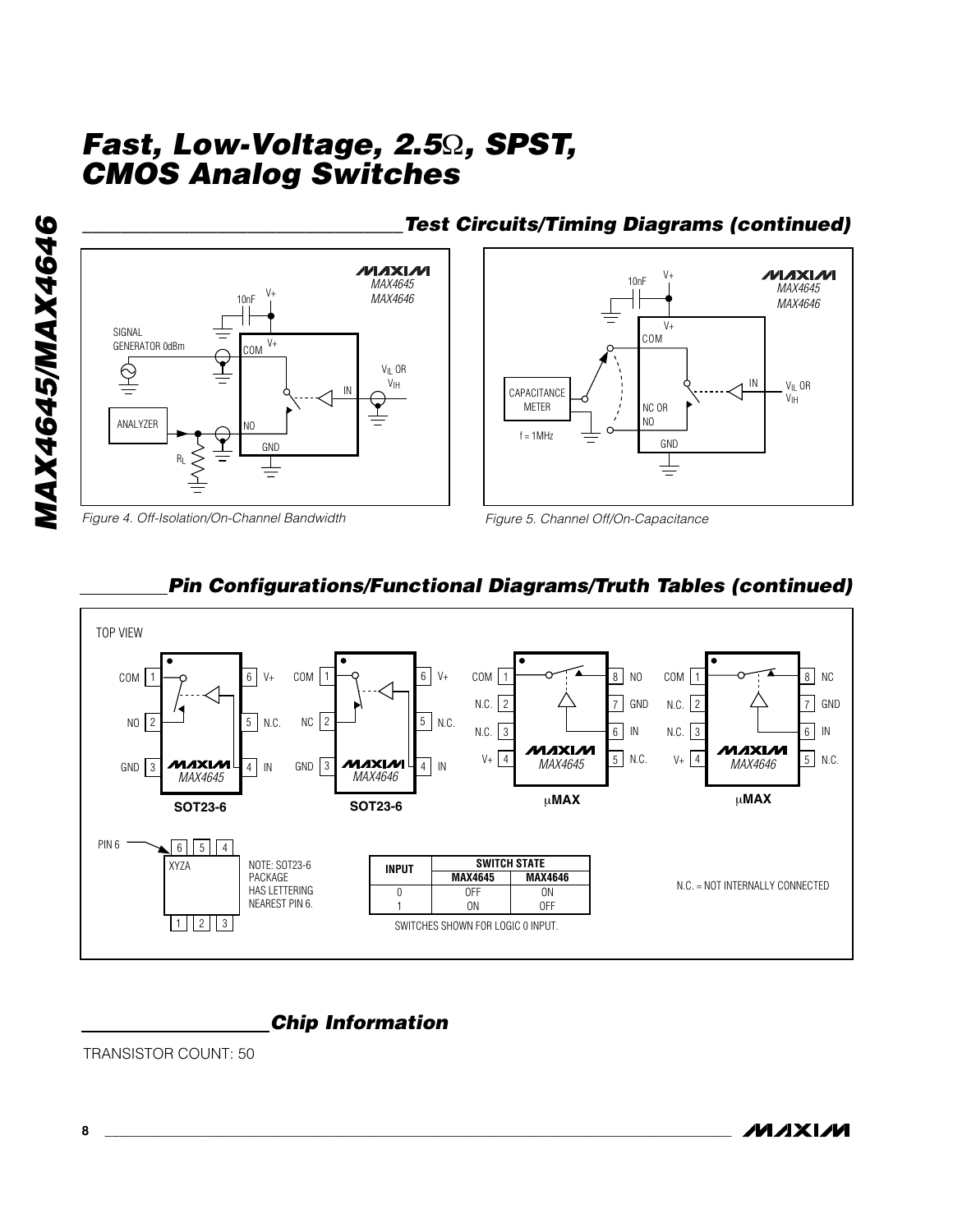# Fast, Low-Voltage, 2.5Ω, SPST, CMOS Analog Switches

## Test Circuits/Timing Diagrams (continued)

MAX4645
MAX4646

SIGNAL GENERATOR 0dBm

10nF

V+

COM

NO

GND

IN

$V_{IL}$ OR $V_{IH}$

ANALYZER

$R_L$

Figure 4. Off-Isolation/On-Channel Bandwidth

MAX4645
MAX4646

10nF

V+

COM

NC OR NO

GND

IN

$V_{IL}$ OR $V_{IH}$

CAPACITANCE METER

f = 1MHz

Figure 5. Channel Off/On-Capacitance

## Pin Configurations/Functional Diagrams/Truth Tables (continued)

TOP VIEW

COM 1, NO 2, GND 3, IN 4, N.C. 5, V+ 6

MAX4645

SOT23-6

COM 1, NC 2, GND 3, IN 4, N.C. 5, V+ 6

MAX4646

SOT23-6

COM 1, N.C. 2, N.C. 3, V+ 4, N.C. 5, IN 6, GND 7, NO 8

MAX4645

μMAX

COM 1, N.C. 2, N.C. 3, V+ 4, N.C. 5, IN 6, GND 7, NC 8

MAX4646

μMAX

PIN 6

XYZA

NOTE: SOT23-6 PACKAGE HAS LETTERING NEAREST PIN 6.

| INPUT | SWITCH STATE | |
|---|---|---|
| | MAX4645 | MAX4646 |
| 0 | OFF | ON |
| 1 | ON | OFF |

SWITCHES SHOWN FOR LOGIC 0 INPUT.

N.C. = NOT INTERNALLY CONNECTED

## Chip Information

TRANSISTOR COUNT: 50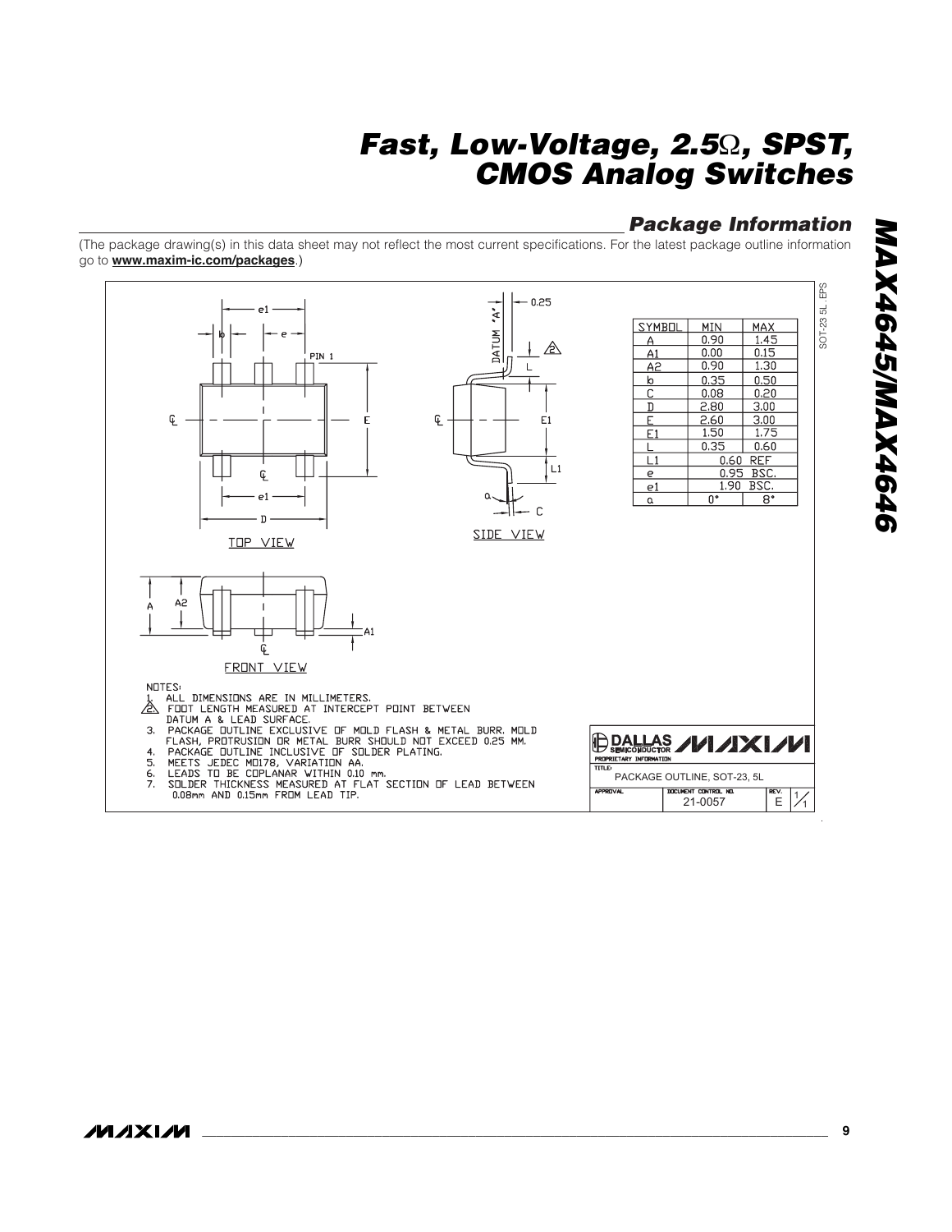## Package Information

(The package drawing(s) in this data sheet may not reflect the most current specifications. For the latest package outline information go to **www.maxim-ic.com/packages**.)

TOP VIEW

SIDE VIEW

FRONT VIEW

| SYMBOL | MIN | MAX |
|---|---|---|
| A | 0.90 | 1.45 |
| A1 | 0.00 | 0.15 |
| A2 | 0.90 | 1.30 |
| b | 0.35 | 0.50 |
| C | 0.08 | 0.20 |
| D | 2.80 | 3.00 |
| E | 2.60 | 3.00 |
| E1 | 1.50 | 1.75 |
| L | 0.35 | 0.60 |
| L1 | 0.60 REF | |
| e | 0.95 BSC. | |
| e1 | 1.90 BSC. | |
| α | 0° | 8° |

NOTES:
1. ALL DIMENSIONS ARE IN MILLIMETERS.
2. FOOT LENGTH MEASURED AT INTERCEPT POINT BETWEEN DATUM A & LEAD SURFACE.
3. PACKAGE OUTLINE EXCLUSIVE OF MOLD FLASH & METAL BURR. MOLD FLASH, PROTRUSION OR METAL BURR SHOULD NOT EXCEED 0.25 MM.
4. PACKAGE OUTLINE INCLUSIVE OF SOLDER PLATING.
5. MEETS JEDEC MO178, VARIATION AA.
6. LEADS TO BE COPLANAR WITHIN 0.10 mm.
7. SOLDER THICKNESS MEASURED AT FLAT SECTION OF LEAD BETWEEN 0.08mm AND 0.15mm FROM LEAD TIP.

DALLAS SEMICONDUCTOR MAXIM
PROPRIETARY INFORMATION
TITLE: PACKAGE OUTLINE, SOT-23, 5L
APPROVAL | DOCUMENT CONTROL NO. 21-0057 | REV. E | 1/1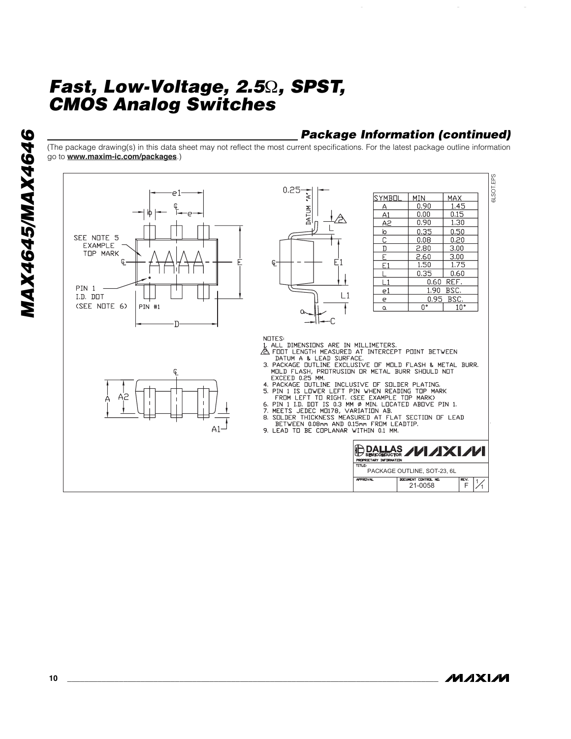## Package Information (continued)

(The package drawing(s) in this data sheet may not reflect the most current specifications. For the latest package outline information go to **www.maxim-ic.com/packages**.)

| SYMBOL | MIN | MAX |
|---|---|---|
| A | 0.90 | 1.45 |
| A1 | 0.00 | 0.15 |
| A2 | 0.90 | 1.30 |
| b | 0.35 | 0.50 |
| C | 0.08 | 0.20 |
| D | 2.80 | 3.00 |
| E | 2.60 | 3.00 |
| E1 | 1.50 | 1.75 |
| L | 0.35 | 0.60 |
| L1 | 0.60 REF. | |
| e1 | 1.90 BSC. | |
| e | 0.95 BSC. | |
| α | 0° | 10° |

SEE NOTE 5
EXAMPLE
TOP MARK

PIN 1
I.D. DOT
(SEE NOTE 6)

PIN #1

DATUM "A"

0.25

NOTES:
1. ALL DIMENSIONS ARE IN MILLIMETERS.
2. FOOT LENGTH MEASURED AT INTERCEPT POINT BETWEEN DATUM A & LEAD SURFACE.
3. PACKAGE OUTLINE EXCLUSIVE OF MOLD FLASH & METAL BURR. MOLD FLASH, PROTRUSION OR METAL BURR SHOULD NOT EXCEED 0.25 MM.
4. PACKAGE OUTLINE INCLUSIVE OF SOLDER PLATING.
5. PIN 1 IS LOWER LEFT PIN WHEN READING TOP MARK FROM LEFT TO RIGHT. (SEE EXAMPLE TOP MARK)
6. PIN 1 I.D. DOT IS 0.3 MM Ø MIN. LOCATED ABOVE PIN 1.
7. MEETS JEDEC MO178, VARIATION AB.
8. SOLDER THICKNESS MEASURED AT FLAT SECTION OF LEAD BETWEEN 0.08mm AND 0.15mm FROM LEADTIP.
9. LEAD TO BE COPLANAR WITHIN 0.1 MM.

DALLAS SEMICONDUCTOR MAXIM
PROPRIETARY INFORMATION
TITLE: PACKAGE OUTLINE, SOT-23, 6L
APPROVAL | DOCUMENT CONTROL NO. 21-0058 | REV. F | 1/1

6LSOT.EPS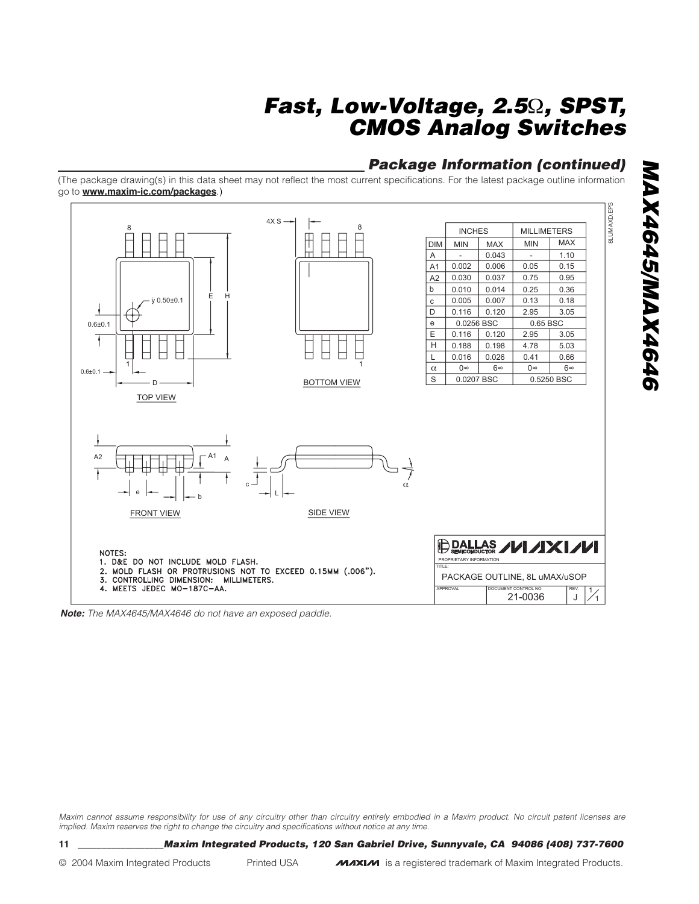## Package Information (continued)

(The package drawing(s) in this data sheet may not reflect the most current specifications. For the latest package outline information go to **www.maxim-ic.com/packages**.)

8LUMAXD.EPS

TOP VIEW

ÿ 0.50±0.1

0.6±0.1

0.6±0.1

D

E H

4X S

BOTTOM VIEW

FRONT VIEW

A2 A1 A

e b

SIDE VIEW

c L α

| | INCHES | | MILLIMETERS | |
|---|---|---|---|---|
| DIM | MIN | MAX | MIN | MAX |
| A | - | 0.043 | - | 1.10 |
| A1 | 0.002 | 0.006 | 0.05 | 0.15 |
| A2 | 0.030 | 0.037 | 0.75 | 0.95 |
| b | 0.010 | 0.014 | 0.25 | 0.36 |
| c | 0.005 | 0.007 | 0.13 | 0.18 |
| D | 0.116 | 0.120 | 2.95 | 3.05 |
| e | 0.0256 BSC | | 0.65 BSC | |
| E | 0.116 | 0.120 | 2.95 | 3.05 |
| H | 0.188 | 0.198 | 4.78 | 5.03 |
| L | 0.016 | 0.026 | 0.41 | 0.66 |
| α | 0∞ | 6∞ | 0∞ | 6∞ |
| S | 0.0207 BSC | | 0.5250 BSC | |

NOTES:
1. D&E DO NOT INCLUDE MOLD FLASH.
2. MOLD FLASH OR PROTRUSIONS NOT TO EXCEED 0.15MM (.006").
3. CONTROLLING DIMENSION: MILLIMETERS.
4. MEETS JEDEC MO-187C-AA.

DALLAS SEMICONDUCTOR MAXIM

PROPRIETARY INFORMATION

TITLE: PACKAGE OUTLINE, 8L uMAX/uSOP

APPROVAL | DOCUMENT CONTROL NO. 21-0036 | REV. J | 1/1

***Note:*** *The MAX4645/MAX4646 do not have an exposed paddle.*

*Maxim cannot assume responsibility for use of any circuitry other than circuitry entirely embodied in a Maxim product. No circuit patent licenses are implied. Maxim reserves the right to change the circuitry and specifications without notice at any time.*

***Maxim Integrated Products, 120 San Gabriel Drive, Sunnyvale, CA 94086 (408) 737-7600***

© 2004 Maxim Integrated Products Printed USA MAXIM is a registered trademark of Maxim Integrated Products.